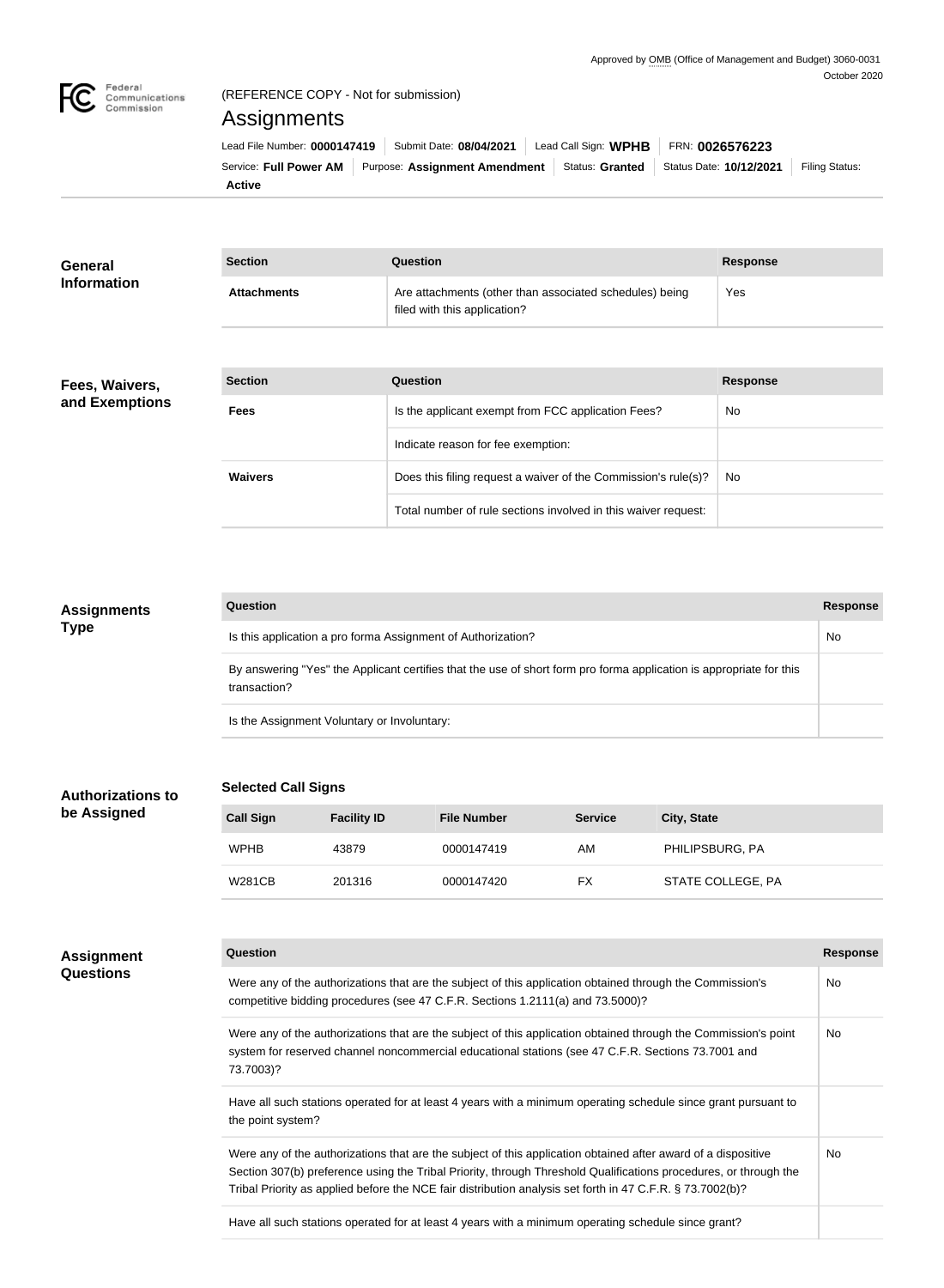Approved by OMB (Office of Management and Budget) 3060-0031
October 2020

(REFERENCE COPY - Not for submission)

# Assignments

Lead File Number: **0000147419** | Submit Date: **08/04/2021** | Lead Call Sign: **WPHB** | FRN: **0026576223**
Service: **Full Power AM** | Purpose: **Assignment Amendment** | Status: **Granted** | Status Date: **10/12/2021** | Filing Status: **Active**

## General Information

| Section | Question | Response |
| --- | --- | --- |
| Attachments | Are attachments (other than associated schedules) being filed with this application? | Yes |

## Fees, Waivers, and Exemptions

| Section | Question | Response |
| --- | --- | --- |
| Fees | Is the applicant exempt from FCC application Fees? | No |
| | Indicate reason for fee exemption: | |
| Waivers | Does this filing request a waiver of the Commission's rule(s)? | No |
| | Total number of rule sections involved in this waiver request: | |

## Assignments Type

| Question | Response |
| --- | --- |
| Is this application a pro forma Assignment of Authorization? | No |
| By answering "Yes" the Applicant certifies that the use of short form pro forma application is appropriate for this transaction? | |
| Is the Assignment Voluntary or Involuntary: | |

## Authorizations to be Assigned

**Selected Call Signs**

| Call Sign | Facility ID | File Number | Service | City, State |
| --- | --- | --- | --- | --- |
| WPHB | 43879 | 0000147419 | AM | PHILIPSBURG, PA |
| W281CB | 201316 | 0000147420 | FX | STATE COLLEGE, PA |

## Assignment Questions

| Question | Response |
| --- | --- |
| Were any of the authorizations that are the subject of this application obtained through the Commission's competitive bidding procedures (see 47 C.F.R. Sections 1.2111(a) and 73.5000)? | No |
| Were any of the authorizations that are the subject of this application obtained through the Commission's point system for reserved channel noncommercial educational stations (see 47 C.F.R. Sections 73.7001 and 73.7003)? | No |
| Have all such stations operated for at least 4 years with a minimum operating schedule since grant pursuant to the point system? | |
| Were any of the authorizations that are the subject of this application obtained after award of a dispositive Section 307(b) preference using the Tribal Priority, through Threshold Qualifications procedures, or through the Tribal Priority as applied before the NCE fair distribution analysis set forth in 47 C.F.R. § 73.7002(b)? | No |
| Have all such stations operated for at least 4 years with a minimum operating schedule since grant? | |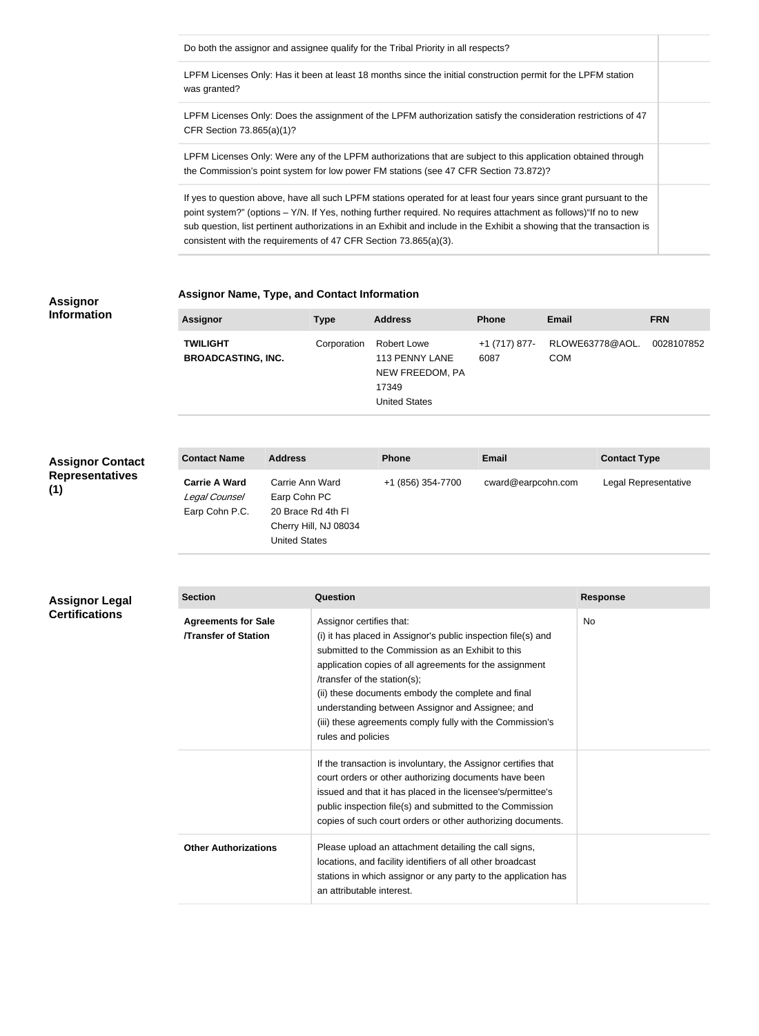| Question | Response |
|---|---|
| Do both the assignor and assignee qualify for the Tribal Priority in all respects? | |
| LPFM Licenses Only: Has it been at least 18 months since the initial construction permit for the LPFM station was granted? | |
| LPFM Licenses Only: Does the assignment of the LPFM authorization satisfy the consideration restrictions of 47 CFR Section 73.865(a)(1)? | |
| LPFM Licenses Only: Were any of the LPFM authorizations that are subject to this application obtained through the Commission's point system for low power FM stations (see 47 CFR Section 73.872)? | |
| If yes to question above, have all such LPFM stations operated for at least four years since grant pursuant to the point system?" (options – Y/N. If Yes, nothing further required. No requires attachment as follows)"If no to new sub question, list pertinent authorizations in an Exhibit and include in the Exhibit a showing that the transaction is consistent with the requirements of 47 CFR Section 73.865(a)(3). | |

## Assignor Information

### Assignor Name, Type, and Contact Information

| Assignor | Type | Address | Phone | Email | FRN |
|---|---|---|---|---|---|
| **TWILIGHT BROADCASTING, INC.** | Corporation | Robert Lowe<br>113 PENNY LANE<br>NEW FREEDOM, PA 17349<br>United States | +1 (717) 877-6087 | RLOWE63778@AOL.COM | 0028107852 |

## Assignor Contact Representatives (1)

| Contact Name | Address | Phone | Email | Contact Type |
|---|---|---|---|---|
| **Carrie A Ward**<br>*Legal Counsel*<br>Earp Cohn P.C. | Carrie Ann Ward<br>Earp Cohn PC<br>20 Brace Rd 4th Fl<br>Cherry Hill, NJ 08034<br>United States | +1 (856) 354-7700 | cward@earpcohn.com | Legal Representative |

## Assignor Legal Certifications

| Section | Question | Response |
|---|---|---|
| **Agreements for Sale /Transfer of Station** | Assignor certifies that:<br>(i) it has placed in Assignor's public inspection file(s) and submitted to the Commission as an Exhibit to this application copies of all agreements for the assignment /transfer of the station(s);<br>(ii) these documents embody the complete and final understanding between Assignor and Assignee; and<br>(iii) these agreements comply fully with the Commission's rules and policies | No |
| | If the transaction is involuntary, the Assignor certifies that court orders or other authorizing documents have been issued and that it has placed in the licensee's/permittee's public inspection file(s) and submitted to the Commission copies of such court orders or other authorizing documents. | |
| **Other Authorizations** | Please upload an attachment detailing the call signs, locations, and facility identifiers of all other broadcast stations in which assignor or any party to the application has an attributable interest. | |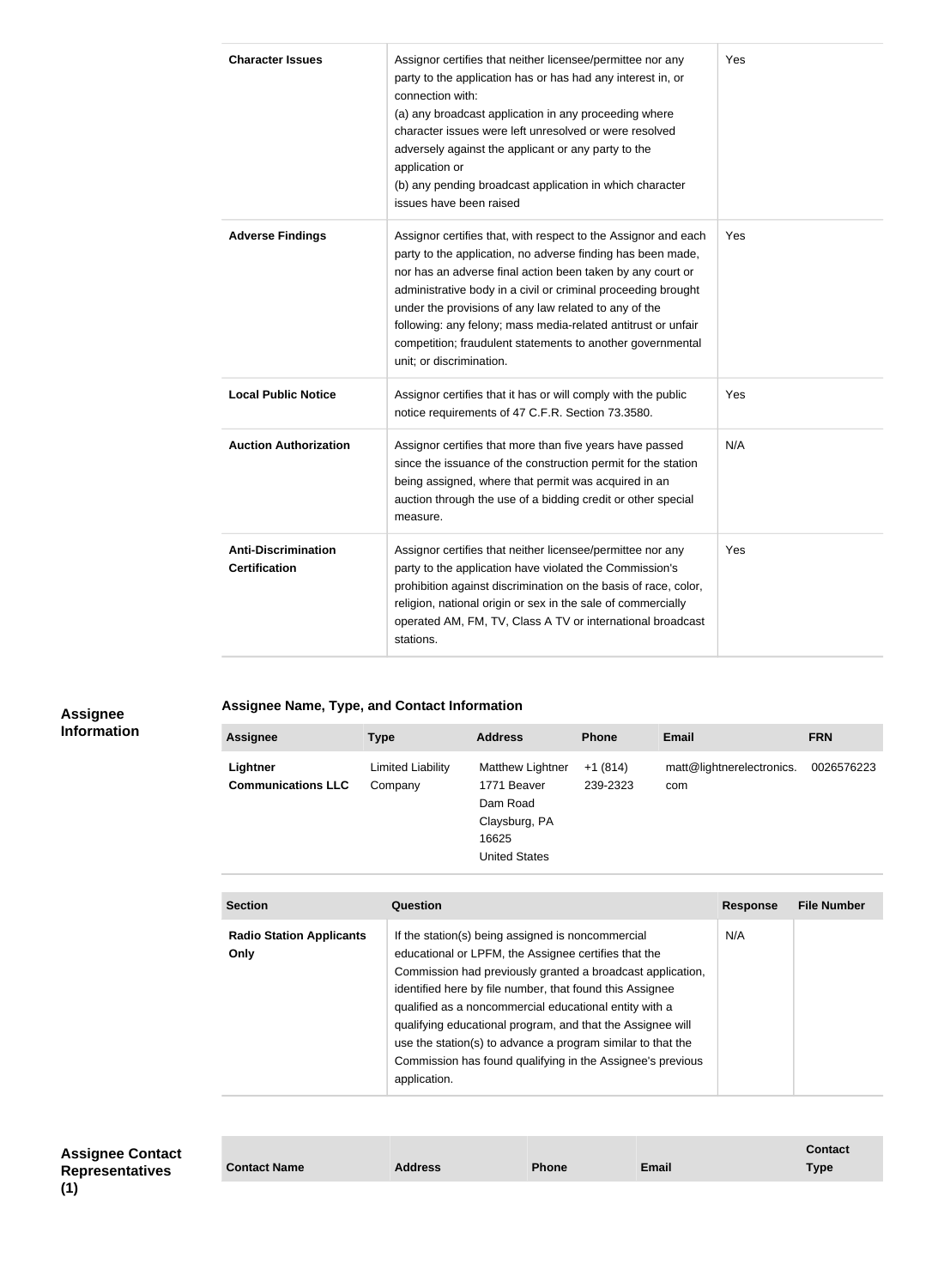| | | |
|---|---|---|
| **Character Issues** | Assignor certifies that neither licensee/permittee nor any party to the application has or has had any interest in, or connection with:<br>(a) any broadcast application in any proceeding where character issues were left unresolved or were resolved adversely against the applicant or any party to the application or<br>(b) any pending broadcast application in which character issues have been raised | Yes |
| **Adverse Findings** | Assignor certifies that, with respect to the Assignor and each party to the application, no adverse finding has been made, nor has an adverse final action been taken by any court or administrative body in a civil or criminal proceeding brought under the provisions of any law related to any of the following: any felony; mass media-related antitrust or unfair competition; fraudulent statements to another governmental unit; or discrimination. | Yes |
| **Local Public Notice** | Assignor certifies that it has or will comply with the public notice requirements of 47 C.F.R. Section 73.3580. | Yes |
| **Auction Authorization** | Assignor certifies that more than five years have passed since the issuance of the construction permit for the station being assigned, where that permit was acquired in an auction through the use of a bidding credit or other special measure. | N/A |
| **Anti-Discrimination Certification** | Assignor certifies that neither licensee/permittee nor any party to the application have violated the Commission's prohibition against discrimination on the basis of race, color, religion, national origin or sex in the sale of commercially operated AM, FM, TV, Class A TV or international broadcast stations. | Yes |

## Assignee Information

### Assignee Name, Type, and Contact Information

| Assignee | Type | Address | Phone | Email | FRN |
|---|---|---|---|---|---|
| **Lightner Communications LLC** | Limited Liability Company | Matthew Lightner<br>1771 Beaver Dam Road<br>Claysburg, PA 16625<br>United States | +1 (814) 239-2323 | matt@lightnerelectronics.com | 0026576223 |

| Section | Question | Response | File Number |
|---|---|---|---|
| **Radio Station Applicants Only** | If the station(s) being assigned is noncommercial educational or LPFM, the Assignee certifies that the Commission had previously granted a broadcast application, identified here by file number, that found this Assignee qualified as a noncommercial educational entity with a qualifying educational program, and that the Assignee will use the station(s) to advance a program similar to that the Commission has found qualifying in the Assignee's previous application. | N/A | |

## Assignee Contact Representatives (1)

| Contact Name | Address | Phone | Email | Contact Type |
|---|---|---|---|---|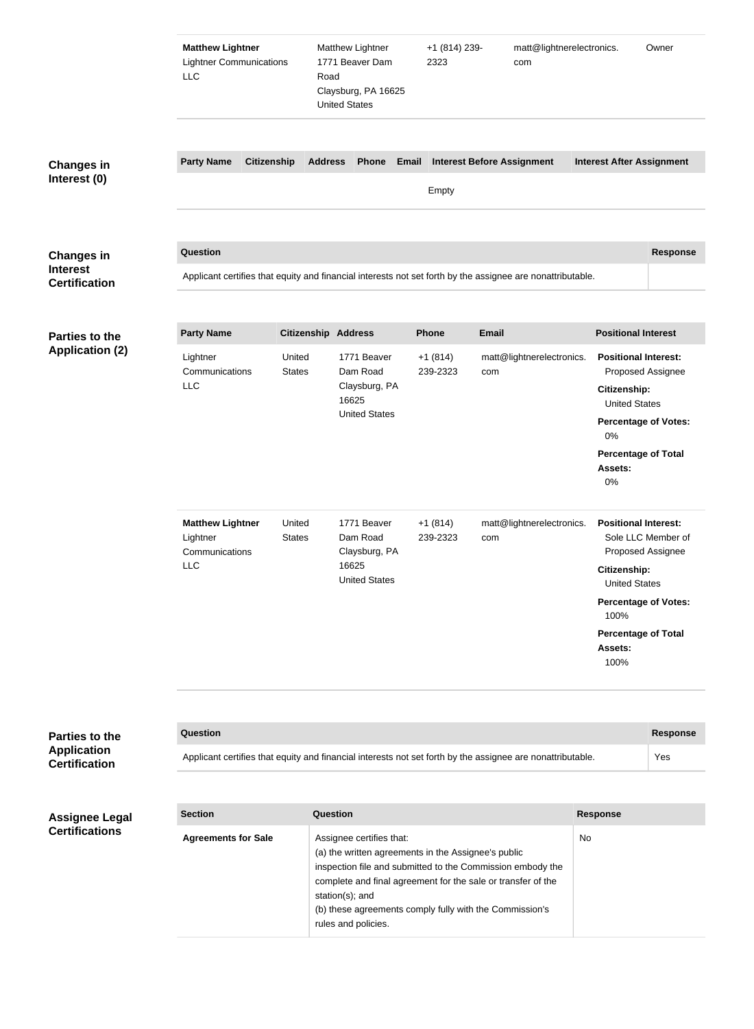| | | | | |
|---|---|---|---|---|
| **Matthew Lightner** Lightner Communications LLC | Matthew Lightner 1771 Beaver Dam Road Claysburg, PA 16625 United States | +1 (814) 239-2323 | matt@lightnerelectronics.com | Owner |

## Changes in Interest (0)

| Party Name | Citizenship | Address | Phone | Email | Interest Before Assignment | Interest After Assignment |
|---|---|---|---|---|---|---|
| | | | | Empty | | |

## Changes in Interest Certification

| Question | Response |
|---|---|
| Applicant certifies that equity and financial interests not set forth by the assignee are nonattributable. | |

## Parties to the Application (2)

| Party Name | Citizenship | Address | Phone | Email | Positional Interest |
|---|---|---|---|---|---|
| Lightner Communications LLC | United States | 1771 Beaver Dam Road Claysburg, PA 16625 United States | +1 (814) 239-2323 | matt@lightnerelectronics.com | **Positional Interest:** Proposed Assignee **Citizenship:** United States **Percentage of Votes:** 0% **Percentage of Total Assets:** 0% |
| **Matthew Lightner** Lightner Communications LLC | United States | 1771 Beaver Dam Road Claysburg, PA 16625 United States | +1 (814) 239-2323 | matt@lightnerelectronics.com | **Positional Interest:** Sole LLC Member of Proposed Assignee **Citizenship:** United States **Percentage of Votes:** 100% **Percentage of Total Assets:** 100% |

## Parties to the Application Certification

| Question | Response |
|---|---|
| Applicant certifies that equity and financial interests not set forth by the assignee are nonattributable. | Yes |

## Assignee Legal Certifications

| Section | Question | Response |
|---|---|---|
| **Agreements for Sale** | Assignee certifies that: (a) the written agreements in the Assignee's public inspection file and submitted to the Commission embody the complete and final agreement for the sale or transfer of the station(s); and (b) these agreements comply fully with the Commission's rules and policies. | No |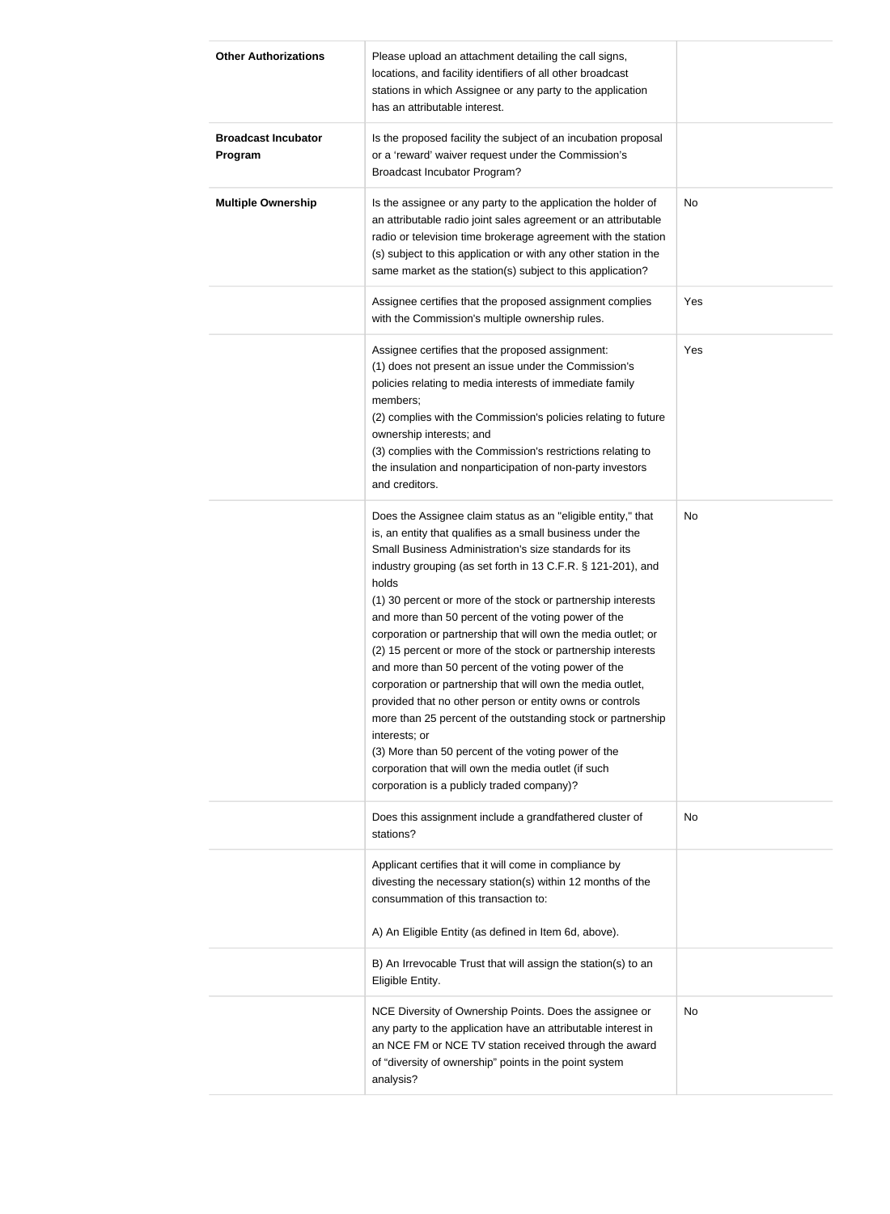| | | |
|---|---|---|
| **Other Authorizations** | Please upload an attachment detailing the call signs, locations, and facility identifiers of all other broadcast stations in which Assignee or any party to the application has an attributable interest. | |
| **Broadcast Incubator Program** | Is the proposed facility the subject of an incubation proposal or a 'reward' waiver request under the Commission's Broadcast Incubator Program? | |
| **Multiple Ownership** | Is the assignee or any party to the application the holder of an attributable radio joint sales agreement or an attributable radio or television time brokerage agreement with the station (s) subject to this application or with any other station in the same market as the station(s) subject to this application? | No |
| | Assignee certifies that the proposed assignment complies with the Commission's multiple ownership rules. | Yes |
| | Assignee certifies that the proposed assignment:<br>(1) does not present an issue under the Commission's policies relating to media interests of immediate family members;<br>(2) complies with the Commission's policies relating to future ownership interests; and<br>(3) complies with the Commission's restrictions relating to the insulation and nonparticipation of non-party investors and creditors. | Yes |
| | Does the Assignee claim status as an "eligible entity," that is, an entity that qualifies as a small business under the Small Business Administration's size standards for its industry grouping (as set forth in 13 C.F.R. § 121-201), and holds<br>(1) 30 percent or more of the stock or partnership interests and more than 50 percent of the voting power of the corporation or partnership that will own the media outlet; or<br>(2) 15 percent or more of the stock or partnership interests and more than 50 percent of the voting power of the corporation or partnership that will own the media outlet, provided that no other person or entity owns or controls more than 25 percent of the outstanding stock or partnership interests; or<br>(3) More than 50 percent of the voting power of the corporation that will own the media outlet (if such corporation is a publicly traded company)? | No |
| | Does this assignment include a grandfathered cluster of stations? | No |
| | Applicant certifies that it will come in compliance by divesting the necessary station(s) within 12 months of the consummation of this transaction to:<br><br>A) An Eligible Entity (as defined in Item 6d, above). | |
| | B) An Irrevocable Trust that will assign the station(s) to an Eligible Entity. | |
| | NCE Diversity of Ownership Points. Does the assignee or any party to the application have an attributable interest in an NCE FM or NCE TV station received through the award of "diversity of ownership" points in the point system analysis? | No |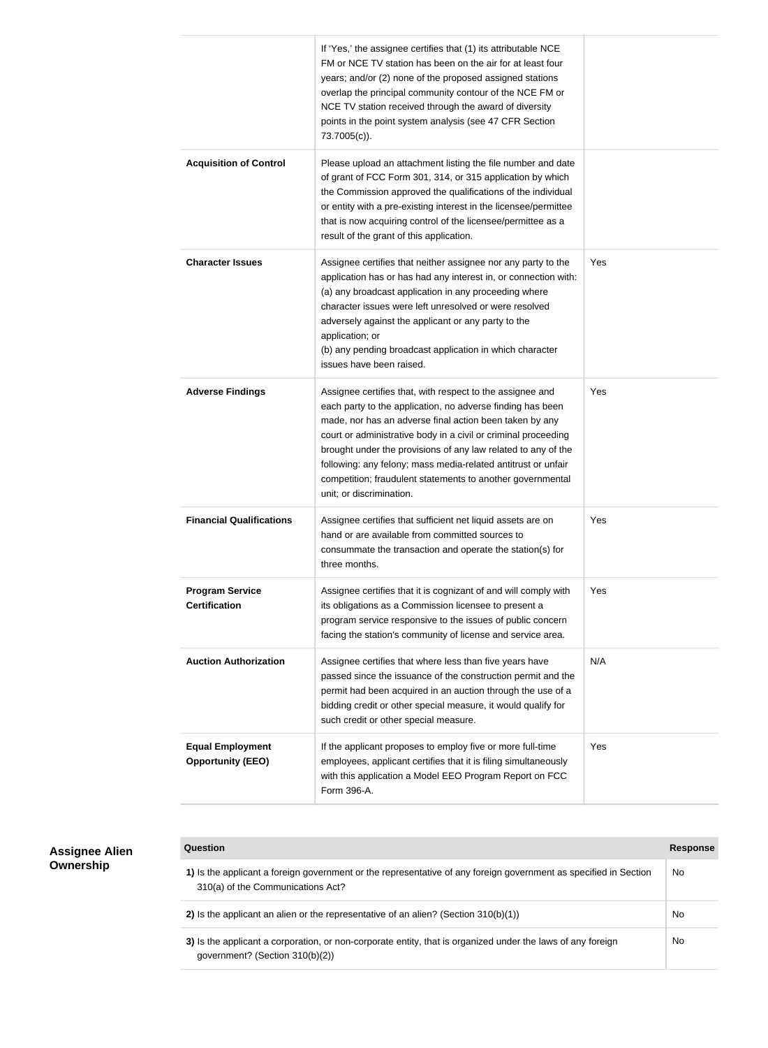| | | |
|---|---|---|
| | If 'Yes,' the assignee certifies that (1) its attributable NCE FM or NCE TV station has been on the air for at least four years; and/or (2) none of the proposed assigned stations overlap the principal community contour of the NCE FM or NCE TV station received through the award of diversity points in the point system analysis (see 47 CFR Section 73.7005(c)). | |
| **Acquisition of Control** | Please upload an attachment listing the file number and date of grant of FCC Form 301, 314, or 315 application by which the Commission approved the qualifications of the individual or entity with a pre-existing interest in the licensee/permittee that is now acquiring control of the licensee/permittee as a result of the grant of this application. | |
| **Character Issues** | Assignee certifies that neither assignee nor any party to the application has or has had any interest in, or connection with: (a) any broadcast application in any proceeding where character issues were left unresolved or were resolved adversely against the applicant or any party to the application; or (b) any pending broadcast application in which character issues have been raised. | Yes |
| **Adverse Findings** | Assignee certifies that, with respect to the assignee and each party to the application, no adverse finding has been made, nor has an adverse final action been taken by any court or administrative body in a civil or criminal proceeding brought under the provisions of any law related to any of the following: any felony; mass media-related antitrust or unfair competition; fraudulent statements to another governmental unit; or discrimination. | Yes |
| **Financial Qualifications** | Assignee certifies that sufficient net liquid assets are on hand or are available from committed sources to consummate the transaction and operate the station(s) for three months. | Yes |
| **Program Service Certification** | Assignee certifies that it is cognizant of and will comply with its obligations as a Commission licensee to present a program service responsive to the issues of public concern facing the station's community of license and service area. | Yes |
| **Auction Authorization** | Assignee certifies that where less than five years have passed since the issuance of the construction permit and the permit had been acquired in an auction through the use of a bidding credit or other special measure, it would qualify for such credit or other special measure. | N/A |
| **Equal Employment Opportunity (EEO)** | If the applicant proposes to employ five or more full-time employees, applicant certifies that it is filing simultaneously with this application a Model EEO Program Report on FCC Form 396-A. | Yes |

## Assignee Alien Ownership

| Question | Response |
|---|---|
| **1)** Is the applicant a foreign government or the representative of any foreign government as specified in Section 310(a) of the Communications Act? | No |
| **2)** Is the applicant an alien or the representative of an alien? (Section 310(b)(1)) | No |
| **3)** Is the applicant a corporation, or non-corporate entity, that is organized under the laws of any foreign government? (Section 310(b)(2)) | No |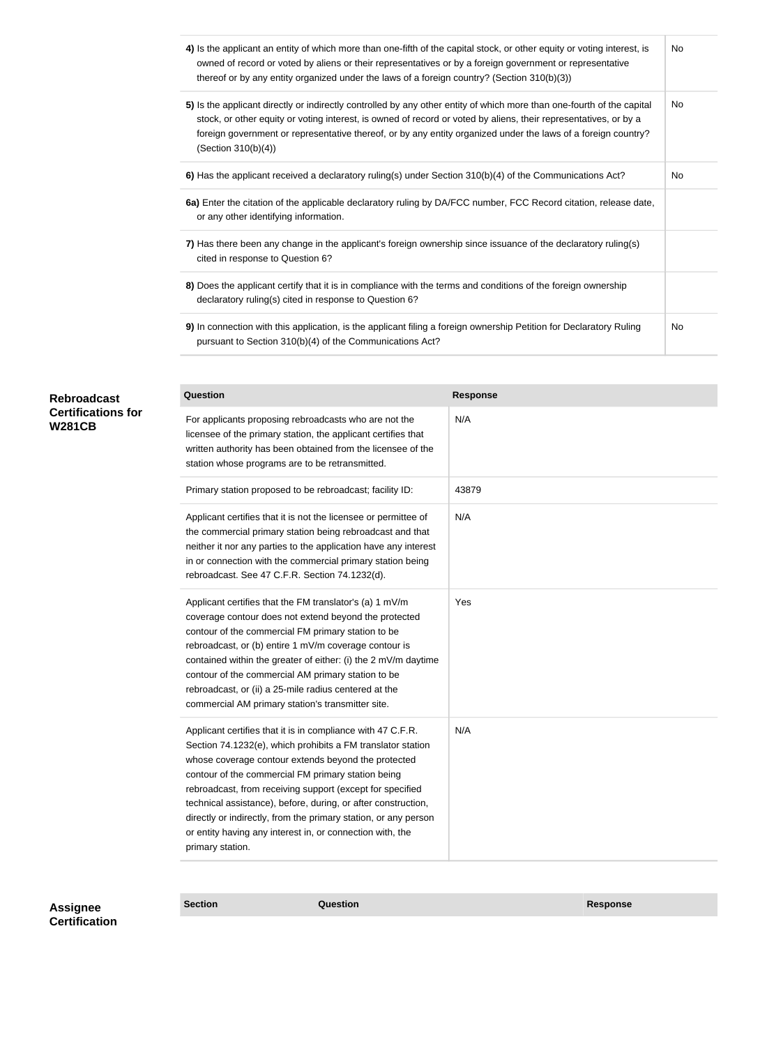| | |
|---|---|
| **4)** Is the applicant an entity of which more than one-fifth of the capital stock, or other equity or voting interest, is owned of record or voted by aliens or their representatives or by a foreign government or representative thereof or by any entity organized under the laws of a foreign country? (Section 310(b)(3)) | No |
| **5)** Is the applicant directly or indirectly controlled by any other entity of which more than one-fourth of the capital stock, or other equity or voting interest, is owned of record or voted by aliens, their representatives, or by a foreign government or representative thereof, or by any entity organized under the laws of a foreign country? (Section 310(b)(4)) | No |
| **6)** Has the applicant received a declaratory ruling(s) under Section 310(b)(4) of the Communications Act? | No |
| **6a)** Enter the citation of the applicable declaratory ruling by DA/FCC number, FCC Record citation, release date, or any other identifying information. | |
| **7)** Has there been any change in the applicant's foreign ownership since issuance of the declaratory ruling(s) cited in response to Question 6? | |
| **8)** Does the applicant certify that it is in compliance with the terms and conditions of the foreign ownership declaratory ruling(s) cited in response to Question 6? | |
| **9)** In connection with this application, is the applicant filing a foreign ownership Petition for Declaratory Ruling pursuant to Section 310(b)(4) of the Communications Act? | No |

**Rebroadcast Certifications for W281CB**

| Question | Response |
|---|---|
| For applicants proposing rebroadcasts who are not the licensee of the primary station, the applicant certifies that written authority has been obtained from the licensee of the station whose programs are to be retransmitted. | N/A |
| Primary station proposed to be rebroadcast; facility ID: | 43879 |
| Applicant certifies that it is not the licensee or permittee of the commercial primary station being rebroadcast and that neither it nor any parties to the application have any interest in or connection with the commercial primary station being rebroadcast. See 47 C.F.R. Section 74.1232(d). | N/A |
| Applicant certifies that the FM translator's (a) 1 mV/m coverage contour does not extend beyond the protected contour of the commercial FM primary station to be rebroadcast, or (b) entire 1 mV/m coverage contour is contained within the greater of either: (i) the 2 mV/m daytime contour of the commercial AM primary station to be rebroadcast, or (ii) a 25-mile radius centered at the commercial AM primary station's transmitter site. | Yes |
| Applicant certifies that it is in compliance with 47 C.F.R. Section 74.1232(e), which prohibits a FM translator station whose coverage contour extends beyond the protected contour of the commercial FM primary station being rebroadcast, from receiving support (except for specified technical assistance), before, during, or after construction, directly or indirectly, from the primary station, or any person or entity having any interest in, or connection with, the primary station. | N/A |

**Assignee Certification**

| Section | Question | Response |
|---|---|---|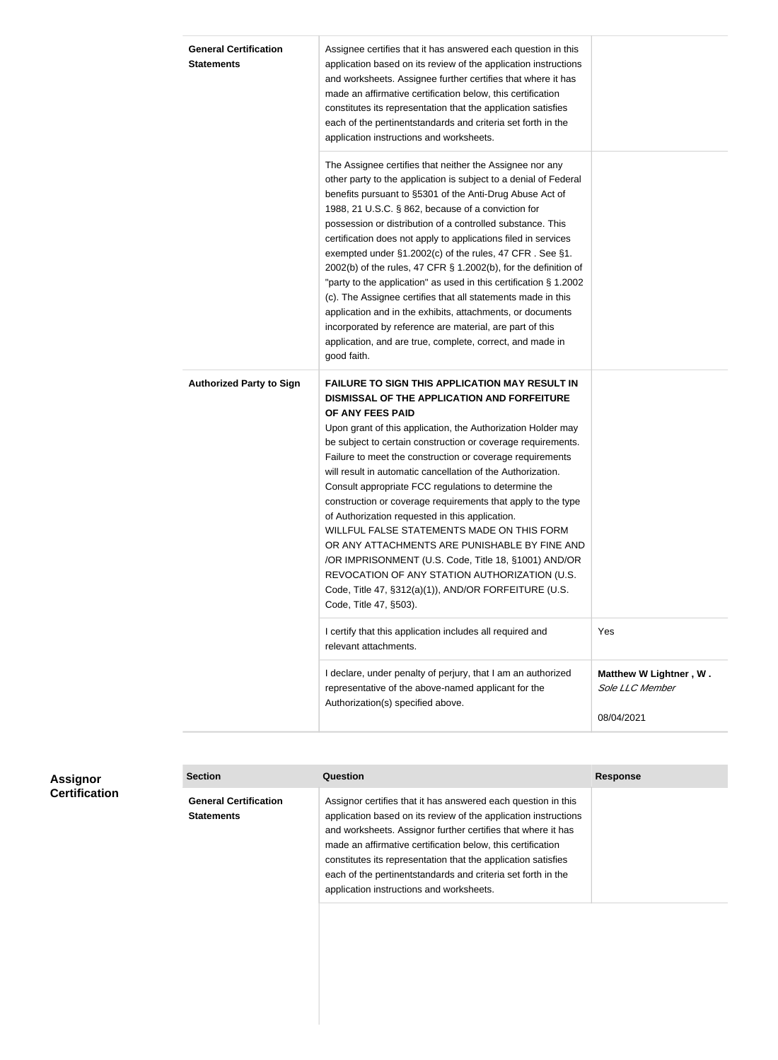| | | |
|---|---|---|
| **General Certification Statements** | Assignee certifies that it has answered each question in this application based on its review of the application instructions and worksheets. Assignee further certifies that where it has made an affirmative certification below, this certification constitutes its representation that the application satisfies each of the pertinentstandards and criteria set forth in the application instructions and worksheets. | |
| | The Assignee certifies that neither the Assignee nor any other party to the application is subject to a denial of Federal benefits pursuant to §5301 of the Anti-Drug Abuse Act of 1988, 21 U.S.C. § 862, because of a conviction for possession or distribution of a controlled substance. This certification does not apply to applications filed in services exempted under §1.2002(c) of the rules, 47 CFR . See §1. 2002(b) of the rules, 47 CFR § 1.2002(b), for the definition of "party to the application" as used in this certification § 1.2002 (c). The Assignee certifies that all statements made in this application and in the exhibits, attachments, or documents incorporated by reference are material, are part of this application, and are true, complete, correct, and made in good faith. | |
| **Authorized Party to Sign** | **FAILURE TO SIGN THIS APPLICATION MAY RESULT IN DISMISSAL OF THE APPLICATION AND FORFEITURE OF ANY FEES PAID** Upon grant of this application, the Authorization Holder may be subject to certain construction or coverage requirements. Failure to meet the construction or coverage requirements will result in automatic cancellation of the Authorization. Consult appropriate FCC regulations to determine the construction or coverage requirements that apply to the type of Authorization requested in this application. WILLFUL FALSE STATEMENTS MADE ON THIS FORM OR ANY ATTACHMENTS ARE PUNISHABLE BY FINE AND /OR IMPRISONMENT (U.S. Code, Title 18, §1001) AND/OR REVOCATION OF ANY STATION AUTHORIZATION (U.S. Code, Title 47, §312(a)(1)), AND/OR FORFEITURE (U.S. Code, Title 47, §503). | |
| | I certify that this application includes all required and relevant attachments. | Yes |
| | I declare, under penalty of perjury, that I am an authorized representative of the above-named applicant for the Authorization(s) specified above. | **Matthew W Lightner , W .** *Sole LLC Member* 08/04/2021 |

## Assignor Certification

| Section | Question | Response |
|---|---|---|
| **General Certification Statements** | Assignor certifies that it has answered each question in this application based on its review of the application instructions and worksheets. Assignor further certifies that where it has made an affirmative certification below, this certification constitutes its representation that the application satisfies each of the pertinentstandards and criteria set forth in the application instructions and worksheets. | |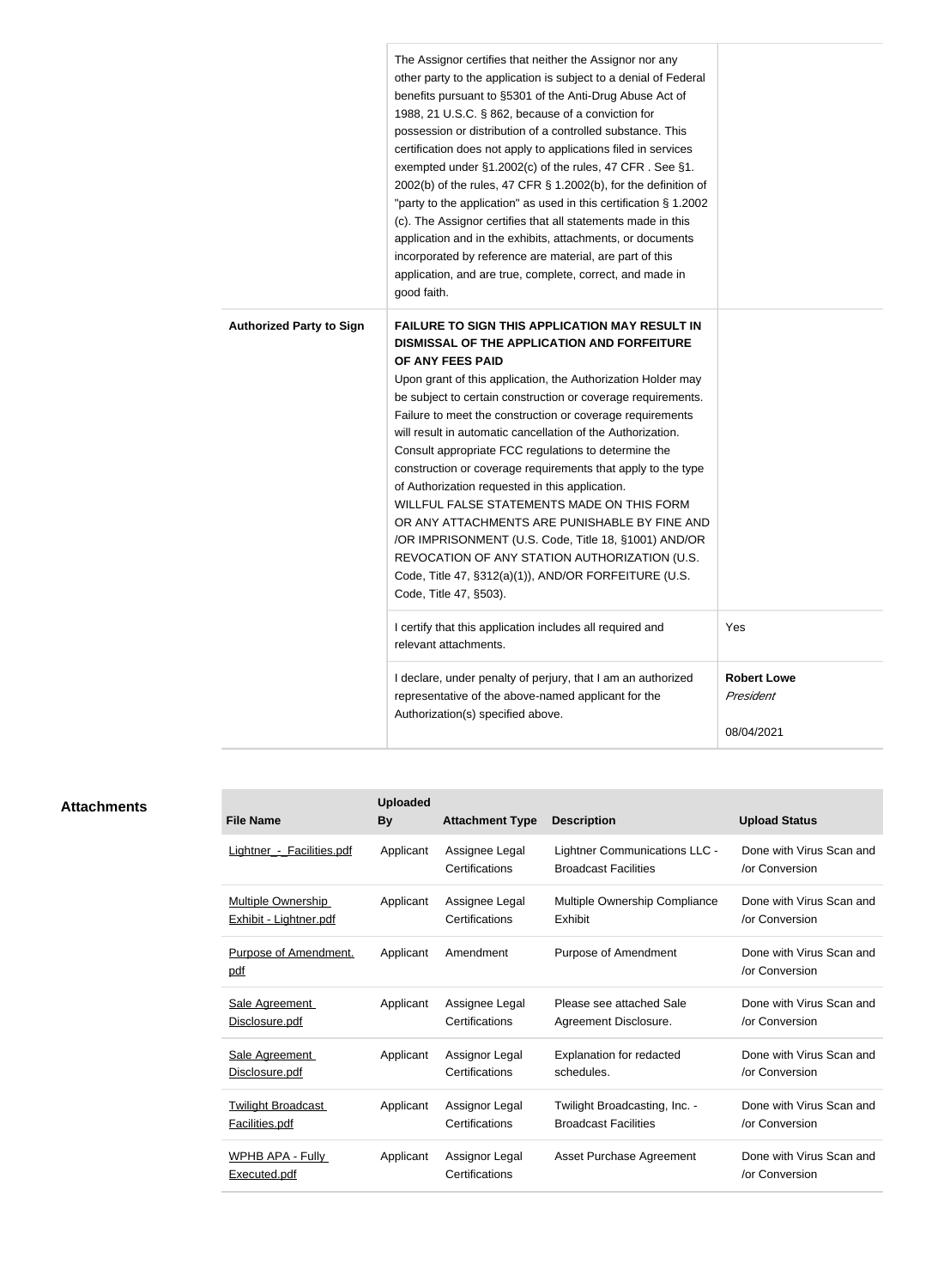| | | |
|---|---|---|
| | The Assignor certifies that neither the Assignor nor any other party to the application is subject to a denial of Federal benefits pursuant to §5301 of the Anti-Drug Abuse Act of 1988, 21 U.S.C. § 862, because of a conviction for possession or distribution of a controlled substance. This certification does not apply to applications filed in services exempted under §1.2002(c) of the rules, 47 CFR . See §1. 2002(b) of the rules, 47 CFR § 1.2002(b), for the definition of "party to the application" as used in this certification § 1.2002 (c). The Assignor certifies that all statements made in this application and in the exhibits, attachments, or documents incorporated by reference are material, are part of this application, and are true, complete, correct, and made in good faith. | |
| **Authorized Party to Sign** | **FAILURE TO SIGN THIS APPLICATION MAY RESULT IN DISMISSAL OF THE APPLICATION AND FORFEITURE OF ANY FEES PAID**<br>Upon grant of this application, the Authorization Holder may be subject to certain construction or coverage requirements. Failure to meet the construction or coverage requirements will result in automatic cancellation of the Authorization. Consult appropriate FCC regulations to determine the construction or coverage requirements that apply to the type of Authorization requested in this application.<br>WILLFUL FALSE STATEMENTS MADE ON THIS FORM OR ANY ATTACHMENTS ARE PUNISHABLE BY FINE AND /OR IMPRISONMENT (U.S. Code, Title 18, §1001) AND/OR REVOCATION OF ANY STATION AUTHORIZATION (U.S. Code, Title 47, §312(a)(1)), AND/OR FORFEITURE (U.S. Code, Title 47, §503). | |
| | I certify that this application includes all required and relevant attachments. | Yes |
| | I declare, under penalty of perjury, that I am an authorized representative of the above-named applicant for the Authorization(s) specified above. | **Robert Lowe**<br>*President*<br><br>08/04/2021 |

## Attachments

| File Name | Uploaded By | Attachment Type | Description | Upload Status |
|---|---|---|---|---|
| Lightner_-_Facilities.pdf | Applicant | Assignee Legal Certifications | Lightner Communications LLC - Broadcast Facilities | Done with Virus Scan and /or Conversion |
| Multiple Ownership Exhibit - Lightner.pdf | Applicant | Assignee Legal Certifications | Multiple Ownership Compliance Exhibit | Done with Virus Scan and /or Conversion |
| Purpose of Amendment.pdf | Applicant | Amendment | Purpose of Amendment | Done with Virus Scan and /or Conversion |
| Sale Agreement Disclosure.pdf | Applicant | Assignee Legal Certifications | Please see attached Sale Agreement Disclosure. | Done with Virus Scan and /or Conversion |
| Sale Agreement Disclosure.pdf | Applicant | Assignor Legal Certifications | Explanation for redacted schedules. | Done with Virus Scan and /or Conversion |
| Twilight Broadcast Facilities.pdf | Applicant | Assignor Legal Certifications | Twilight Broadcasting, Inc. - Broadcast Facilities | Done with Virus Scan and /or Conversion |
| WPHB APA - Fully Executed.pdf | Applicant | Assignor Legal Certifications | Asset Purchase Agreement | Done with Virus Scan and /or Conversion |